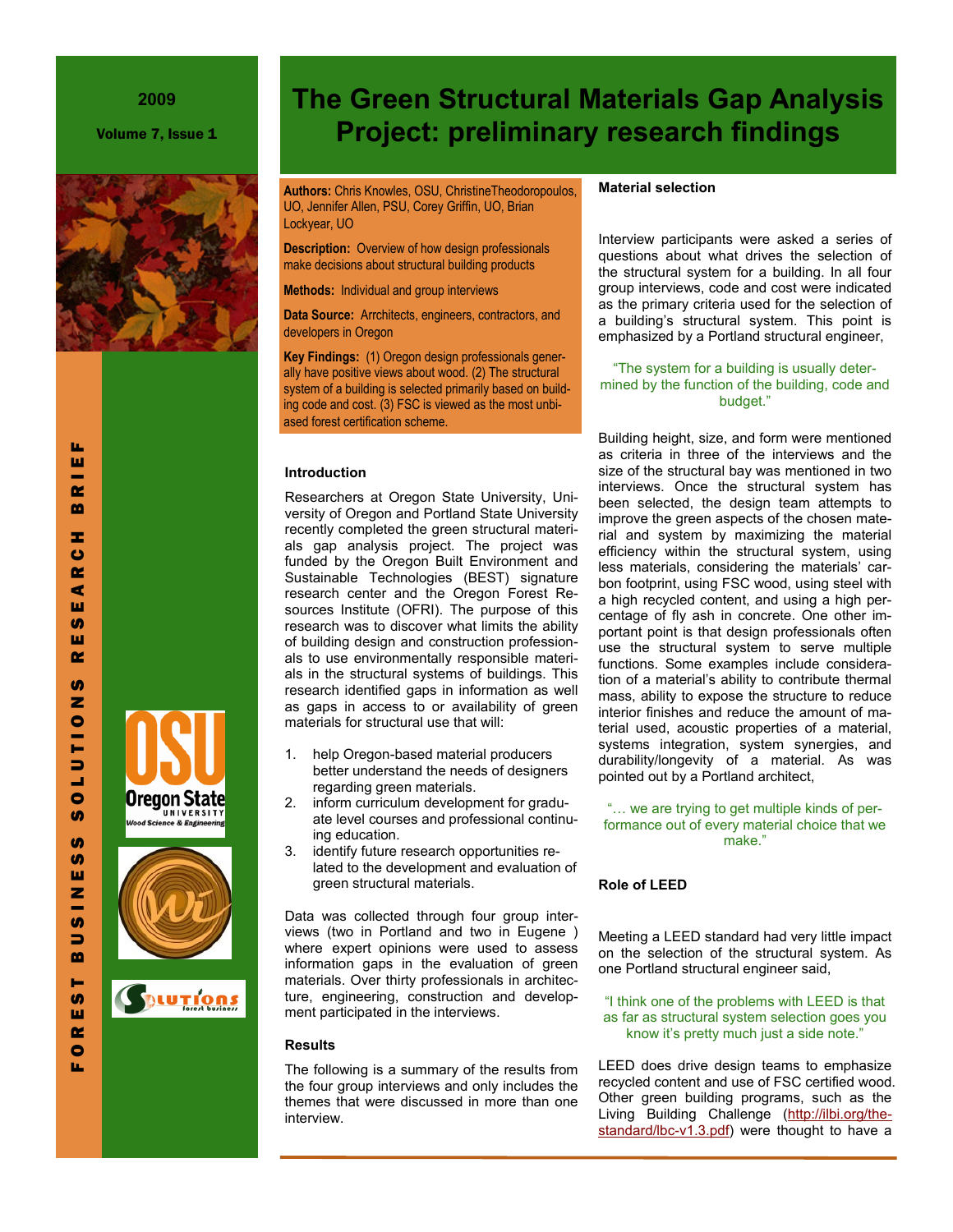2009

Volume 7, Issue 1

# The Green Structural Materials Gap Analysis Project: preliminary research findings

**Authors:** Chris Knowles, OSU, ChristineTheodoropoulos, UO, Jennifer Allen, PSU, Corey Griffin, UO, Brian Lockyear, UO

**Description:** Overview of how design professionals make decisions about structural building products

**Methods:** Individual and group interviews

**Data Source:** Arrchitects, engineers, contractors, and developers in Oregon

**Key Findings:** (1) Oregon design professionals generally have positive views about wood. (2) The structural system of a building is selected primarily based on building code and cost. (3) FSC is viewed as the most unbiased forest certification scheme.

### Introduction

Researchers at Oregon State University, University of Oregon and Portland State University recently completed the green structural materials gap analysis project. The project was funded by the Oregon Built Environment and Sustainable Technologies (BEST) signature research center and the Oregon Forest Resources Institute (OFRI). The purpose of this research was to discover what limits the ability of building design and construction professionals to use environmentally responsible materials in the structural systems of buildings. This research identified gaps in information as well as gaps in access to or availability of green materials for structural use that will:

1. help Oregon-based material producers better understand the needs of designers regarding green materials.
2. inform curriculum development for graduate level courses and professional continuing education.
3. identify future research opportunities related to the development and evaluation of green structural materials.

Data was collected through four group interviews (two in Portland and two in Eugene ) where expert opinions were used to assess information gaps in the evaluation of green materials. Over thirty professionals in architecture, engineering, construction and development participated in the interviews.

### Results

The following is a summary of the results from the four group interviews and only includes the themes that were discussed in more than one interview.

### Material selection

Interview participants were asked a series of questions about what drives the selection of the structural system for a building. In all four group interviews, code and cost were indicated as the primary criteria used for the selection of a building's structural system. This point is emphasized by a Portland structural engineer,

> "The system for a building is usually determined by the function of the building, code and budget."

Building height, size, and form were mentioned as criteria in three of the interviews and the size of the structural bay was mentioned in two interviews. Once the structural system has been selected, the design team attempts to improve the green aspects of the chosen material and system by maximizing the material efficiency within the structural system, using less materials, considering the materials' carbon footprint, using FSC wood, using steel with a high recycled content, and using a high percentage of fly ash in concrete. One other important point is that design professionals often use the structural system to serve multiple functions. Some examples include consideration of a material's ability to contribute thermal mass, ability to expose the structure to reduce interior finishes and reduce the amount of material used, acoustic properties of a material, systems integration, system synergies, and durability/longevity of a material. As was pointed out by a Portland architect,

> "… we are trying to get multiple kinds of performance out of every material choice that we make."

### Role of LEED

Meeting a LEED standard had very little impact on the selection of the structural system. As one Portland structural engineer said,

> "I think one of the problems with LEED is that as far as structural system selection goes you know it's pretty much just a side note."

LEED does drive design teams to emphasize recycled content and use of FSC certified wood. Other green building programs, such as the Living Building Challenge (http://ilbi.org/the-standard/lbc-v1.3.pdf) were thought to have a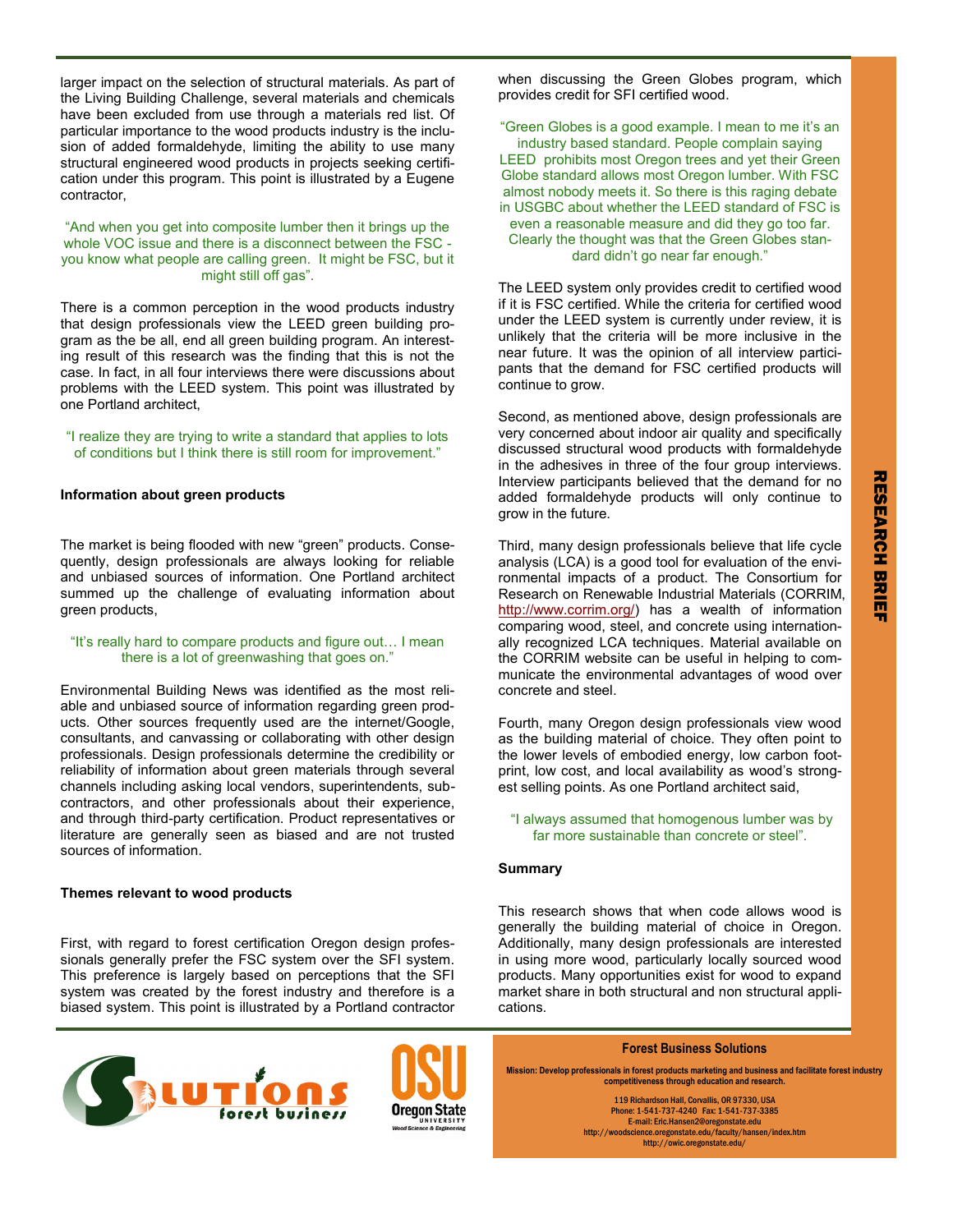larger impact on the selection of structural materials. As part of the Living Building Challenge, several materials and chemicals have been excluded from use through a materials red list. Of particular importance to the wood products industry is the inclusion of added formaldehyde, limiting the ability to use many structural engineered wood products in projects seeking certification under this program. This point is illustrated by a Eugene contractor,

> "And when you get into composite lumber then it brings up the whole VOC issue and there is a disconnect between the FSC - you know what people are calling green. It might be FSC, but it might still off gas".

There is a common perception in the wood products industry that design professionals view the LEED green building program as the be all, end all green building program. An interesting result of this research was the finding that this is not the case. In fact, in all four interviews there were discussions about problems with the LEED system. This point was illustrated by one Portland architect,

> "I realize they are trying to write a standard that applies to lots of conditions but I think there is still room for improvement."

### Information about green products

The market is being flooded with new "green" products. Consequently, design professionals are always looking for reliable and unbiased sources of information. One Portland architect summed up the challenge of evaluating information about green products,

> "It's really hard to compare products and figure out… I mean there is a lot of greenwashing that goes on."

Environmental Building News was identified as the most reliable and unbiased source of information regarding green products. Other sources frequently used are the internet/Google, consultants, and canvassing or collaborating with other design professionals. Design professionals determine the credibility or reliability of information about green materials through several channels including asking local vendors, superintendents, subcontractors, and other professionals about their experience, and through third-party certification. Product representatives or literature are generally seen as biased and are not trusted sources of information.

### Themes relevant to wood products

First, with regard to forest certification Oregon design professionals generally prefer the FSC system over the SFI system. This preference is largely based on perceptions that the SFI system was created by the forest industry and therefore is a biased system. This point is illustrated by a Portland contractor when discussing the Green Globes program, which provides credit for SFI certified wood.

> "Green Globes is a good example. I mean to me it's an industry based standard. People complain saying LEED prohibits most Oregon trees and yet their Green Globe standard allows most Oregon lumber. With FSC almost nobody meets it. So there is this raging debate in USGBC about whether the LEED standard of FSC is even a reasonable measure and did they go too far. Clearly the thought was that the Green Globes standard didn't go near far enough."

The LEED system only provides credit to certified wood if it is FSC certified. While the criteria for certified wood under the LEED system is currently under review, it is unlikely that the criteria will be more inclusive in the near future. It was the opinion of all interview participants that the demand for FSC certified products will continue to grow.

Second, as mentioned above, design professionals are very concerned about indoor air quality and specifically discussed structural wood products with formaldehyde in the adhesives in three of the four group interviews. Interview participants believed that the demand for no added formaldehyde products will only continue to grow in the future.

Third, many design professionals believe that life cycle analysis (LCA) is a good tool for evaluation of the environmental impacts of a product. The Consortium for Research on Renewable Industrial Materials (CORRIM, http://www.corrim.org/) has a wealth of information comparing wood, steel, and concrete using internationally recognized LCA techniques. Material available on the CORRIM website can be useful in helping to communicate the environmental advantages of wood over concrete and steel.

Fourth, many Oregon design professionals view wood as the building material of choice. They often point to the lower levels of embodied energy, low carbon footprint, low cost, and local availability as wood's strongest selling points. As one Portland architect said,

> "I always assumed that homogenous lumber was by far more sustainable than concrete or steel".

### Summary

This research shows that when code allows wood is generally the building material of choice in Oregon. Additionally, many design professionals are interested in using more wood, particularly locally sourced wood products. Many opportunities exist for wood to expand market share in both structural and non structural applications.

**Forest Business Solutions**

Mission: Develop professionals in forest products marketing and business and facilitate forest industry competitiveness through education and research.

119 Richardson Hall, Corvallis, OR 97330, USA
Phone: 1-541-737-4240 Fax: 1-541-737-3385
E-mail: Eric.Hansen2@oregonstate.edu
http://woodscience.oregonstate.edu/faculty/hansen/index.htm
http://owic.oregonstate.edu/